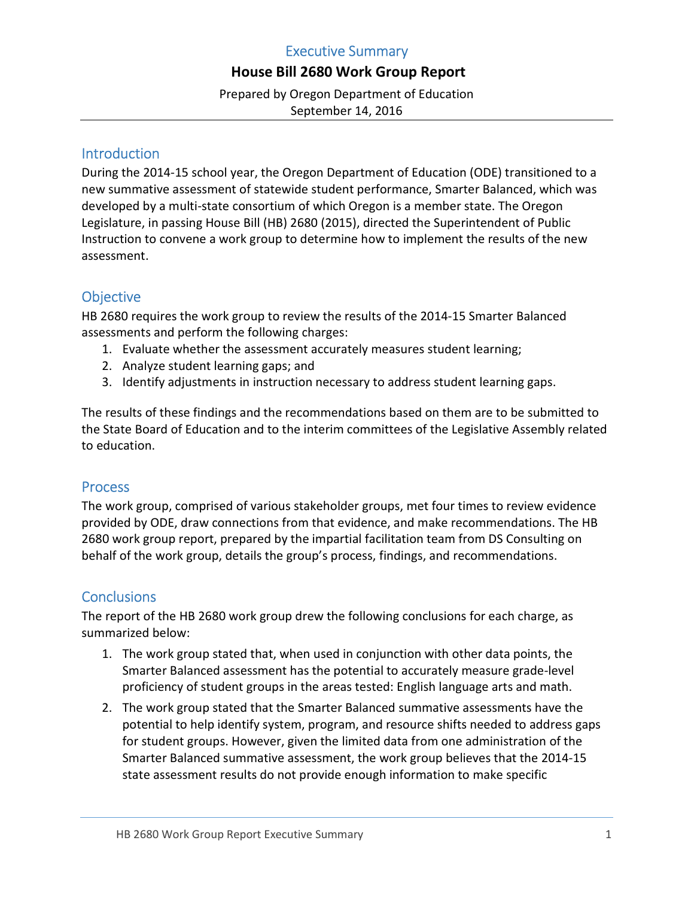# Executive Summary

## House Bill 2680 Work Group Report

Prepared by Oregon Department of Education
September 14, 2016

---

## Introduction

During the 2014-15 school year, the Oregon Department of Education (ODE) transitioned to a new summative assessment of statewide student performance, Smarter Balanced, which was developed by a multi-state consortium of which Oregon is a member state. The Oregon Legislature, in passing House Bill (HB) 2680 (2015), directed the Superintendent of Public Instruction to convene a work group to determine how to implement the results of the new assessment.

## Objective

HB 2680 requires the work group to review the results of the 2014-15 Smarter Balanced assessments and perform the following charges:

1. Evaluate whether the assessment accurately measures student learning;
2. Analyze student learning gaps; and
3. Identify adjustments in instruction necessary to address student learning gaps.

The results of these findings and the recommendations based on them are to be submitted to the State Board of Education and to the interim committees of the Legislative Assembly related to education.

## Process

The work group, comprised of various stakeholder groups, met four times to review evidence provided by ODE, draw connections from that evidence, and make recommendations. The HB 2680 work group report, prepared by the impartial facilitation team from DS Consulting on behalf of the work group, details the group's process, findings, and recommendations.

## Conclusions

The report of the HB 2680 work group drew the following conclusions for each charge, as summarized below:

1. The work group stated that, when used in conjunction with other data points, the Smarter Balanced assessment has the potential to accurately measure grade-level proficiency of student groups in the areas tested: English language arts and math.
2. The work group stated that the Smarter Balanced summative assessments have the potential to help identify system, program, and resource shifts needed to address gaps for student groups. However, given the limited data from one administration of the Smarter Balanced summative assessment, the work group believes that the 2014-15 state assessment results do not provide enough information to make specific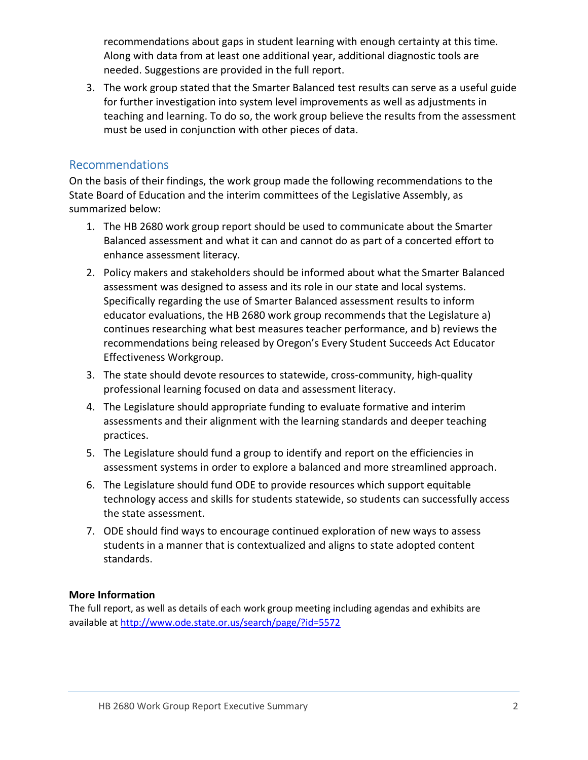recommendations about gaps in student learning with enough certainty at this time. Along with data from at least one additional year, additional diagnostic tools are needed. Suggestions are provided in the full report.

3. The work group stated that the Smarter Balanced test results can serve as a useful guide for further investigation into system level improvements as well as adjustments in teaching and learning. To do so, the work group believe the results from the assessment must be used in conjunction with other pieces of data.

## Recommendations

On the basis of their findings, the work group made the following recommendations to the State Board of Education and the interim committees of the Legislative Assembly, as summarized below:

1. The HB 2680 work group report should be used to communicate about the Smarter Balanced assessment and what it can and cannot do as part of a concerted effort to enhance assessment literacy.
2. Policy makers and stakeholders should be informed about what the Smarter Balanced assessment was designed to assess and its role in our state and local systems. Specifically regarding the use of Smarter Balanced assessment results to inform educator evaluations, the HB 2680 work group recommends that the Legislature a) continues researching what best measures teacher performance, and b) reviews the recommendations being released by Oregon's Every Student Succeeds Act Educator Effectiveness Workgroup.
3. The state should devote resources to statewide, cross-community, high-quality professional learning focused on data and assessment literacy.
4. The Legislature should appropriate funding to evaluate formative and interim assessments and their alignment with the learning standards and deeper teaching practices.
5. The Legislature should fund a group to identify and report on the efficiencies in assessment systems in order to explore a balanced and more streamlined approach.
6. The Legislature should fund ODE to provide resources which support equitable technology access and skills for students statewide, so students can successfully access the state assessment.
7. ODE should find ways to encourage continued exploration of new ways to assess students in a manner that is contextualized and aligns to state adopted content standards.

**More Information**

The full report, as well as details of each work group meeting including agendas and exhibits are available at http://www.ode.state.or.us/search/page/?id=5572